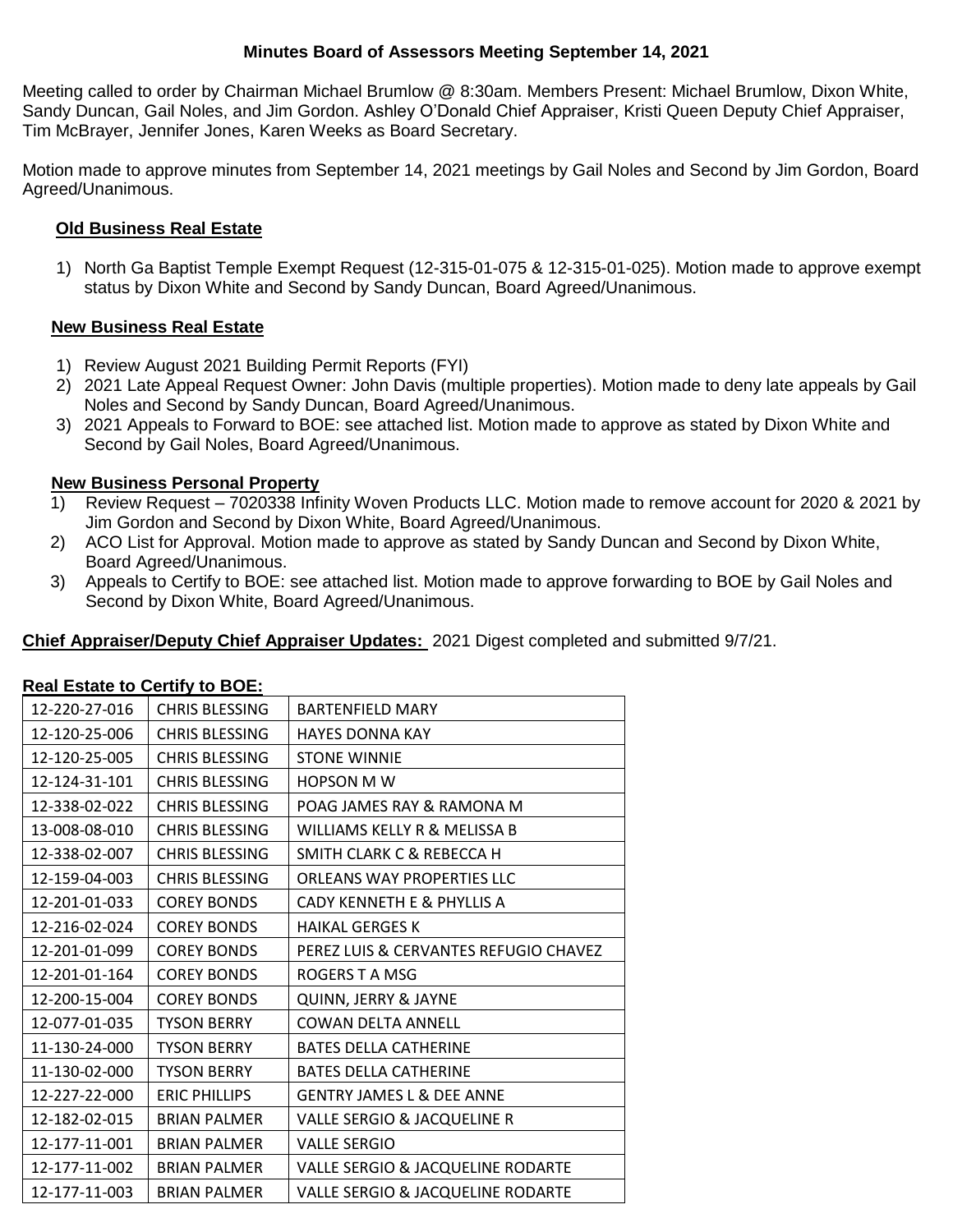# Minutes Board of Assessors Meeting September 14, 2021

Meeting called to order by Chairman Michael Brumlow @ 8:30am. Members Present: Michael Brumlow, Dixon White, Sandy Duncan, Gail Noles, and Jim Gordon. Ashley O'Donald Chief Appraiser, Kristi Queen Deputy Chief Appraiser, Tim McBrayer, Jennifer Jones, Karen Weeks as Board Secretary.

Motion made to approve minutes from September 14, 2021 meetings by Gail Noles and Second by Jim Gordon, Board Agreed/Unanimous.

## Old Business Real Estate

1) North Ga Baptist Temple Exempt Request (12-315-01-075 & 12-315-01-025). Motion made to approve exempt status by Dixon White and Second by Sandy Duncan, Board Agreed/Unanimous.

## New Business Real Estate

1) Review August 2021 Building Permit Reports (FYI)
2) 2021 Late Appeal Request Owner: John Davis (multiple properties). Motion made to deny late appeals by Gail Noles and Second by Sandy Duncan, Board Agreed/Unanimous.
3) 2021 Appeals to Forward to BOE: see attached list. Motion made to approve as stated by Dixon White and Second by Gail Noles, Board Agreed/Unanimous.

## New Business Personal Property

1) Review Request – 7020338 Infinity Woven Products LLC. Motion made to remove account for 2020 & 2021 by Jim Gordon and Second by Dixon White, Board Agreed/Unanimous.
2) ACO List for Approval. Motion made to approve as stated by Sandy Duncan and Second by Dixon White, Board Agreed/Unanimous.
3) Appeals to Certify to BOE: see attached list. Motion made to approve forwarding to BOE by Gail Noles and Second by Dixon White, Board Agreed/Unanimous.

**Chief Appraiser/Deputy Chief Appraiser Updates:** 2021 Digest completed and submitted 9/7/21.

**Real Estate to Certify to BOE:**

| | | |
|---|---|---|
| 12-220-27-016 | CHRIS BLESSING | BARTENFIELD MARY |
| 12-120-25-006 | CHRIS BLESSING | HAYES DONNA KAY |
| 12-120-25-005 | CHRIS BLESSING | STONE WINNIE |
| 12-124-31-101 | CHRIS BLESSING | HOPSON M W |
| 12-338-02-022 | CHRIS BLESSING | POAG JAMES RAY & RAMONA M |
| 13-008-08-010 | CHRIS BLESSING | WILLIAMS KELLY R & MELISSA B |
| 12-338-02-007 | CHRIS BLESSING | SMITH CLARK C & REBECCA H |
| 12-159-04-003 | CHRIS BLESSING | ORLEANS WAY PROPERTIES LLC |
| 12-201-01-033 | COREY BONDS | CADY KENNETH E & PHYLLIS A |
| 12-216-02-024 | COREY BONDS | HAIKAL GERGES K |
| 12-201-01-099 | COREY BONDS | PEREZ LUIS & CERVANTES REFUGIO CHAVEZ |
| 12-201-01-164 | COREY BONDS | ROGERS T A MSG |
| 12-200-15-004 | COREY BONDS | QUINN, JERRY & JAYNE |
| 12-077-01-035 | TYSON BERRY | COWAN DELTA ANNELL |
| 11-130-24-000 | TYSON BERRY | BATES DELLA CATHERINE |
| 11-130-02-000 | TYSON BERRY | BATES DELLA CATHERINE |
| 12-227-22-000 | ERIC PHILLIPS | GENTRY JAMES L & DEE ANNE |
| 12-182-02-015 | BRIAN PALMER | VALLE SERGIO & JACQUELINE R |
| 12-177-11-001 | BRIAN PALMER | VALLE SERGIO |
| 12-177-11-002 | BRIAN PALMER | VALLE SERGIO & JACQUELINE RODARTE |
| 12-177-11-003 | BRIAN PALMER | VALLE SERGIO & JACQUELINE RODARTE |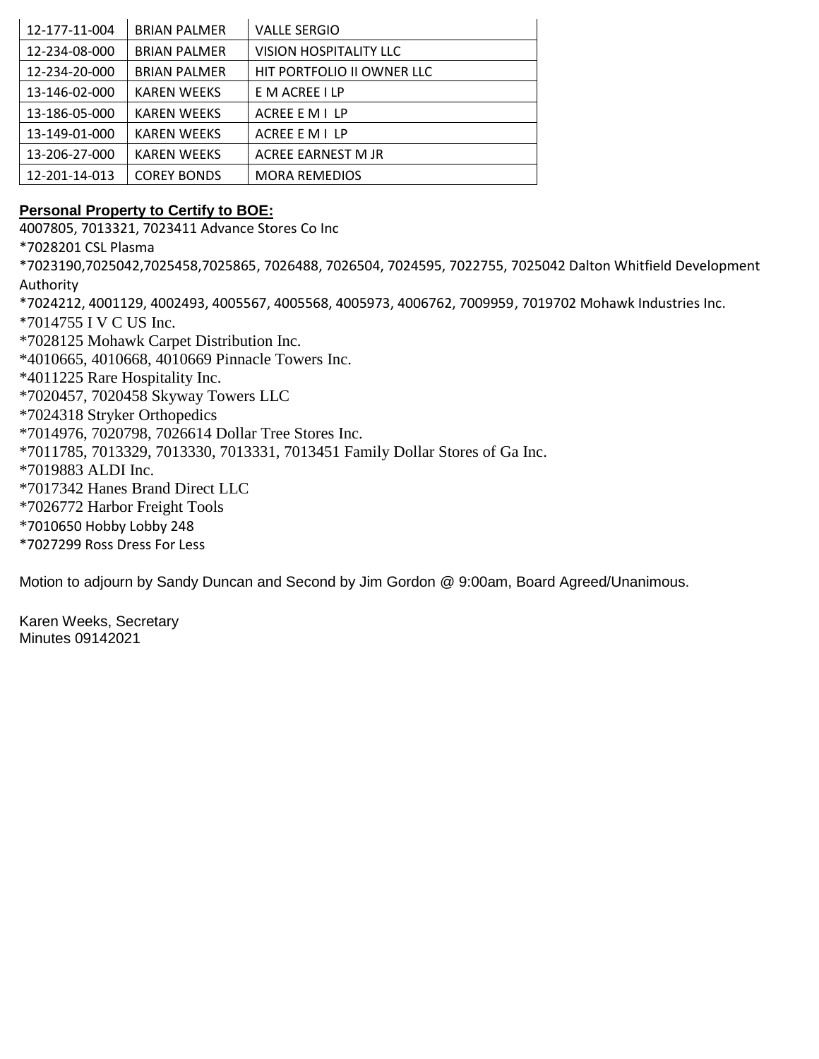| | | |
|---|---|---|
| 12-177-11-004 | BRIAN PALMER | VALLE SERGIO |
| 12-234-08-000 | BRIAN PALMER | VISION HOSPITALITY LLC |
| 12-234-20-000 | BRIAN PALMER | HIT PORTFOLIO II OWNER LLC |
| 13-146-02-000 | KAREN WEEKS | E M ACREE I LP |
| 13-186-05-000 | KAREN WEEKS | ACREE E M I LP |
| 13-149-01-000 | KAREN WEEKS | ACREE E M I LP |
| 13-206-27-000 | KAREN WEEKS | ACREE EARNEST M JR |
| 12-201-14-013 | COREY BONDS | MORA REMEDIOS |

**Personal Property to Certify to BOE:**

4007805, 7013321, 7023411 Advance Stores Co Inc
*7028201 CSL Plasma
*7023190,7025042,7025458,7025865, 7026488, 7026504, 7024595, 7022755, 7025042 Dalton Whitfield Development Authority
*7024212, 4001129, 4002493, 4005567, 4005568, 4005973, 4006762, 7009959, 7019702 Mohawk Industries Inc.
*7014755 I V C US Inc.
*7028125 Mohawk Carpet Distribution Inc.
*4010665, 4010668, 4010669 Pinnacle Towers Inc.
*4011225 Rare Hospitality Inc.
*7020457, 7020458 Skyway Towers LLC
*7024318 Stryker Orthopedics
*7014976, 7020798, 7026614 Dollar Tree Stores Inc.
*7011785, 7013329, 7013330, 7013331, 7013451 Family Dollar Stores of Ga Inc.
*7019883 ALDI Inc.
*7017342 Hanes Brand Direct LLC
*7026772 Harbor Freight Tools
*7010650 Hobby Lobby 248
*7027299 Ross Dress For Less

Motion to adjourn by Sandy Duncan and Second by Jim Gordon @ 9:00am, Board Agreed/Unanimous.

Karen Weeks, Secretary
Minutes 09142021